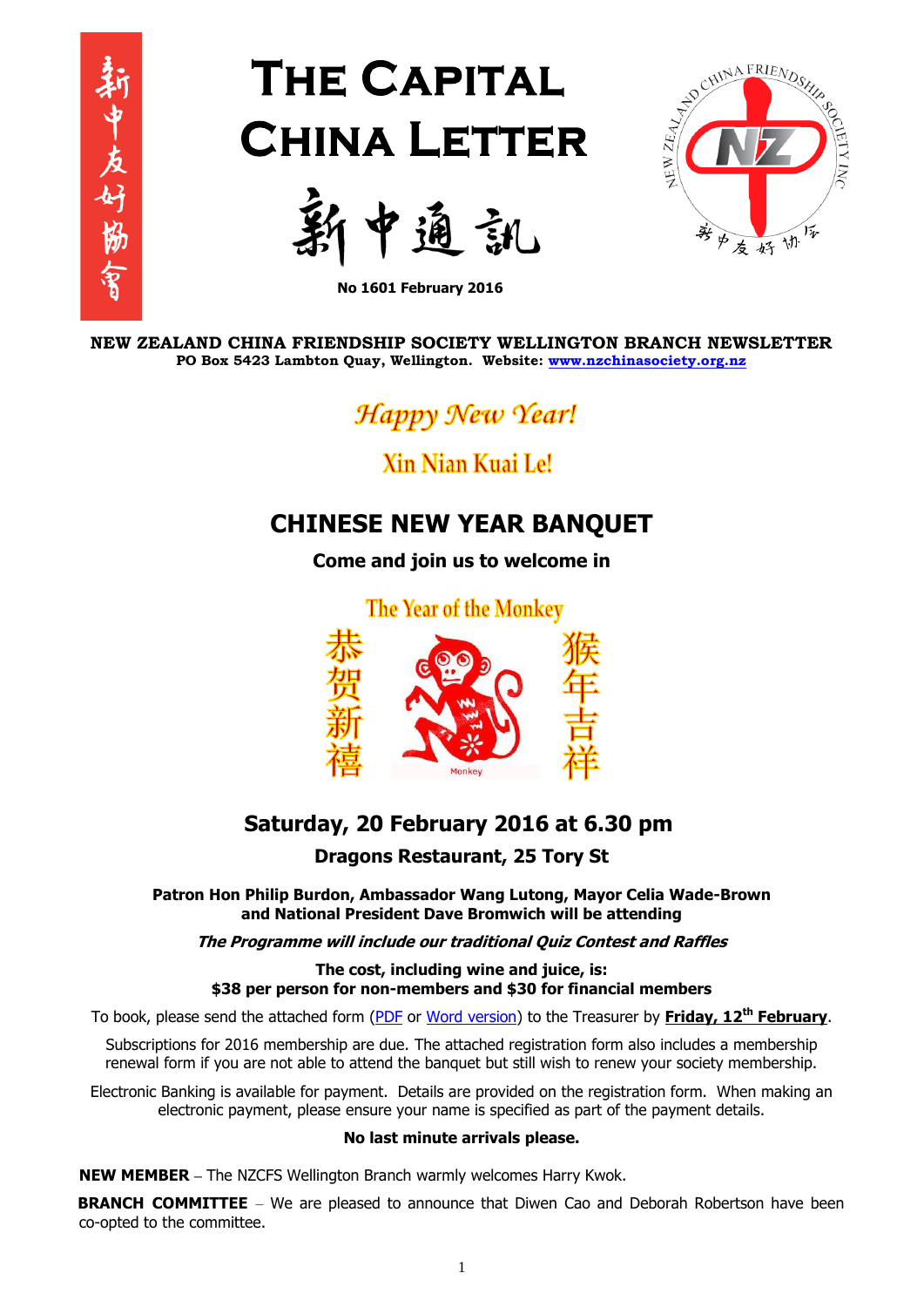新中友好協會

# The Capital China Letter

新中通訊

**No 1601 February 2016**

**NEW ZEALAND CHINA FRIENDSHIP SOCIETY WELLINGTON BRANCH NEWSLETTER**
**PO Box 5423 Lambton Quay, Wellington. Website: [www.nzchinasociety.org.nz](www.nzchinasociety.org.nz)**

*Happy New Year!*

Xin Nian Kuai Le!

## CHINESE NEW YEAR BANQUET

**Come and join us to welcome in**

The Year of the Monkey

恭贺新禧

猴年吉祥

## Saturday, 20 February 2016 at 6.30 pm

**Dragons Restaurant, 25 Tory St**

**Patron Hon Philip Burdon, Ambassador Wang Lutong, Mayor Celia Wade-Brown and National President Dave Bromwich will be attending**

***The Programme will include our traditional Quiz Contest and Raffles***

**The cost, including wine and juice, is:**
**$38 per person for non-members and $30 for financial members**

To book, please send the attached form (PDF or Word version) to the Treasurer by **Friday, 12th February**.

Subscriptions for 2016 membership are due. The attached registration form also includes a membership renewal form if you are not able to attend the banquet but still wish to renew your society membership.

Electronic Banking is available for payment. Details are provided on the registration form. When making an electronic payment, please ensure your name is specified as part of the payment details.

**No last minute arrivals please.**

**NEW MEMBER** – The NZCFS Wellington Branch warmly welcomes Harry Kwok.

**BRANCH COMMITTEE** – We are pleased to announce that Diwen Cao and Deborah Robertson have been co-opted to the committee.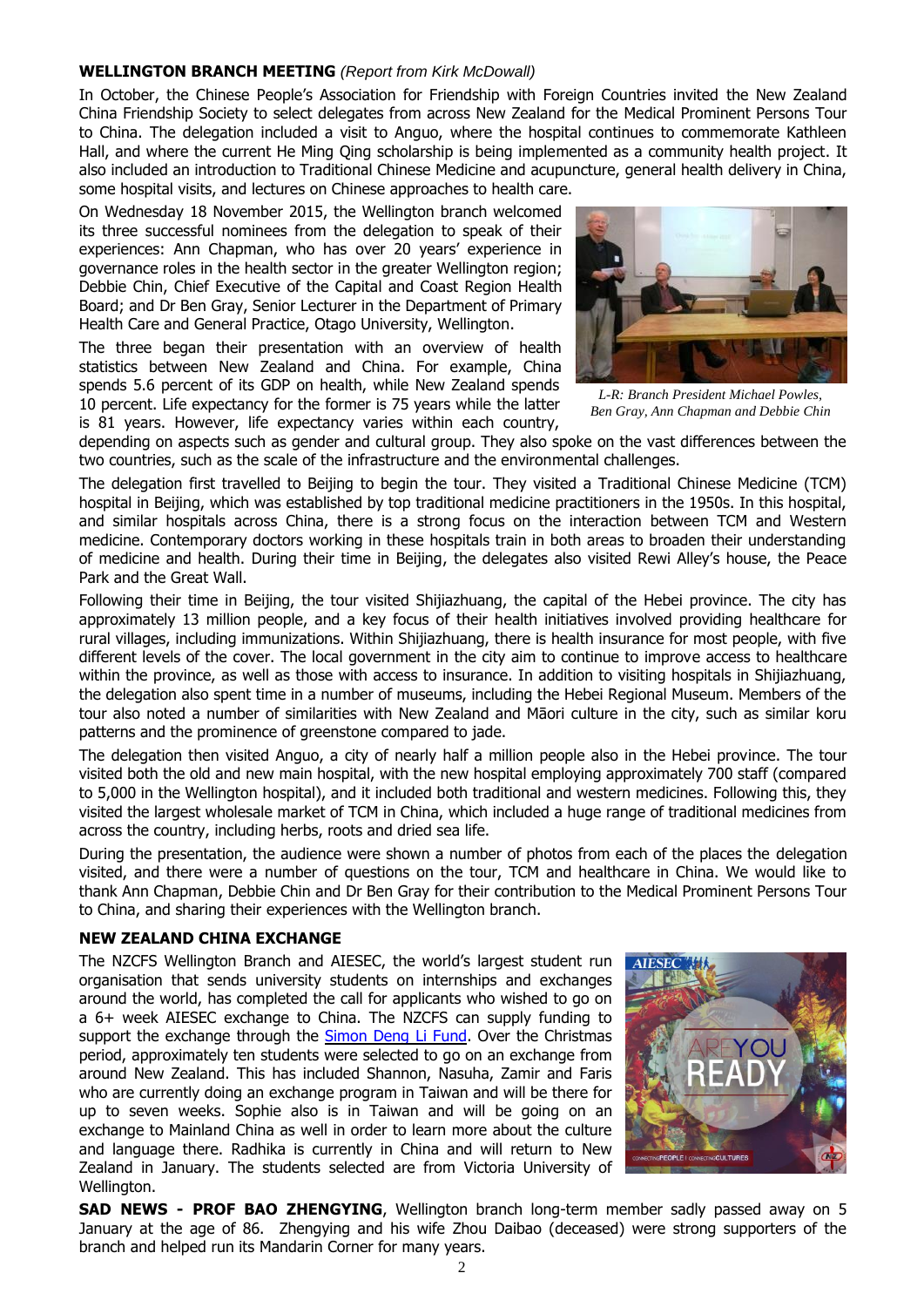**WELLINGTON BRANCH MEETING** *(Report from Kirk McDowall)*

In October, the Chinese People's Association for Friendship with Foreign Countries invited the New Zealand China Friendship Society to select delegates from across New Zealand for the Medical Prominent Persons Tour to China. The delegation included a visit to Anguo, where the hospital continues to commemorate Kathleen Hall, and where the current He Ming Qing scholarship is being implemented as a community health project. It also included an introduction to Traditional Chinese Medicine and acupuncture, general health delivery in China, some hospital visits, and lectures on Chinese approaches to health care.

On Wednesday 18 November 2015, the Wellington branch welcomed its three successful nominees from the delegation to speak of their experiences: Ann Chapman, who has over 20 years' experience in governance roles in the health sector in the greater Wellington region; Debbie Chin, Chief Executive of the Capital and Coast Region Health Board; and Dr Ben Gray, Senior Lecturer in the Department of Primary Health Care and General Practice, Otago University, Wellington.

*L-R: Branch President Michael Powles, Ben Gray, Ann Chapman and Debbie Chin*

The three began their presentation with an overview of health statistics between New Zealand and China. For example, China spends 5.6 percent of its GDP on health, while New Zealand spends 10 percent. Life expectancy for the former is 75 years while the latter is 81 years. However, life expectancy varies within each country, depending on aspects such as gender and cultural group. They also spoke on the vast differences between the two countries, such as the scale of the infrastructure and the environmental challenges.

The delegation first travelled to Beijing to begin the tour. They visited a Traditional Chinese Medicine (TCM) hospital in Beijing, which was established by top traditional medicine practitioners in the 1950s. In this hospital, and similar hospitals across China, there is a strong focus on the interaction between TCM and Western medicine. Contemporary doctors working in these hospitals train in both areas to broaden their understanding of medicine and health. During their time in Beijing, the delegates also visited Rewi Alley's house, the Peace Park and the Great Wall.

Following their time in Beijing, the tour visited Shijiazhuang, the capital of the Hebei province. The city has approximately 13 million people, and a key focus of their health initiatives involved providing healthcare for rural villages, including immunizations. Within Shijiazhuang, there is health insurance for most people, with five different levels of the cover. The local government in the city aim to continue to improve access to healthcare within the province, as well as those with access to insurance. In addition to visiting hospitals in Shijiazhuang, the delegation also spent time in a number of museums, including the Hebei Regional Museum. Members of the tour also noted a number of similarities with New Zealand and Māori culture in the city, such as similar koru patterns and the prominence of greenstone compared to jade.

The delegation then visited Anguo, a city of nearly half a million people also in the Hebei province. The tour visited both the old and new main hospital, with the new hospital employing approximately 700 staff (compared to 5,000 in the Wellington hospital), and it included both traditional and western medicines. Following this, they visited the largest wholesale market of TCM in China, which included a huge range of traditional medicines from across the country, including herbs, roots and dried sea life.

During the presentation, the audience were shown a number of photos from each of the places the delegation visited, and there were a number of questions on the tour, TCM and healthcare in China. We would like to thank Ann Chapman, Debbie Chin and Dr Ben Gray for their contribution to the Medical Prominent Persons Tour to China, and sharing their experiences with the Wellington branch.

**NEW ZEALAND CHINA EXCHANGE**

The NZCFS Wellington Branch and AIESEC, the world's largest student run organisation that sends university students on internships and exchanges around the world, has completed the call for applicants who wished to go on a 6+ week AIESEC exchange to China. The NZCFS can supply funding to support the exchange through the Simon Deng Li Fund. Over the Christmas period, approximately ten students were selected to go on an exchange from around New Zealand. This has included Shannon, Nasuha, Zamir and Faris who are currently doing an exchange program in Taiwan and will be there for up to seven weeks. Sophie also is in Taiwan and will be going on an exchange to Mainland China as well in order to learn more about the culture and language there. Radhika is currently in China and will return to New Zealand in January. The students selected are from Victoria University of Wellington.

**SAD NEWS - PROF BAO ZHENGYING**, Wellington branch long-term member sadly passed away on 5 January at the age of 86. Zhengying and his wife Zhou Daibao (deceased) were strong supporters of the branch and helped run its Mandarin Corner for many years.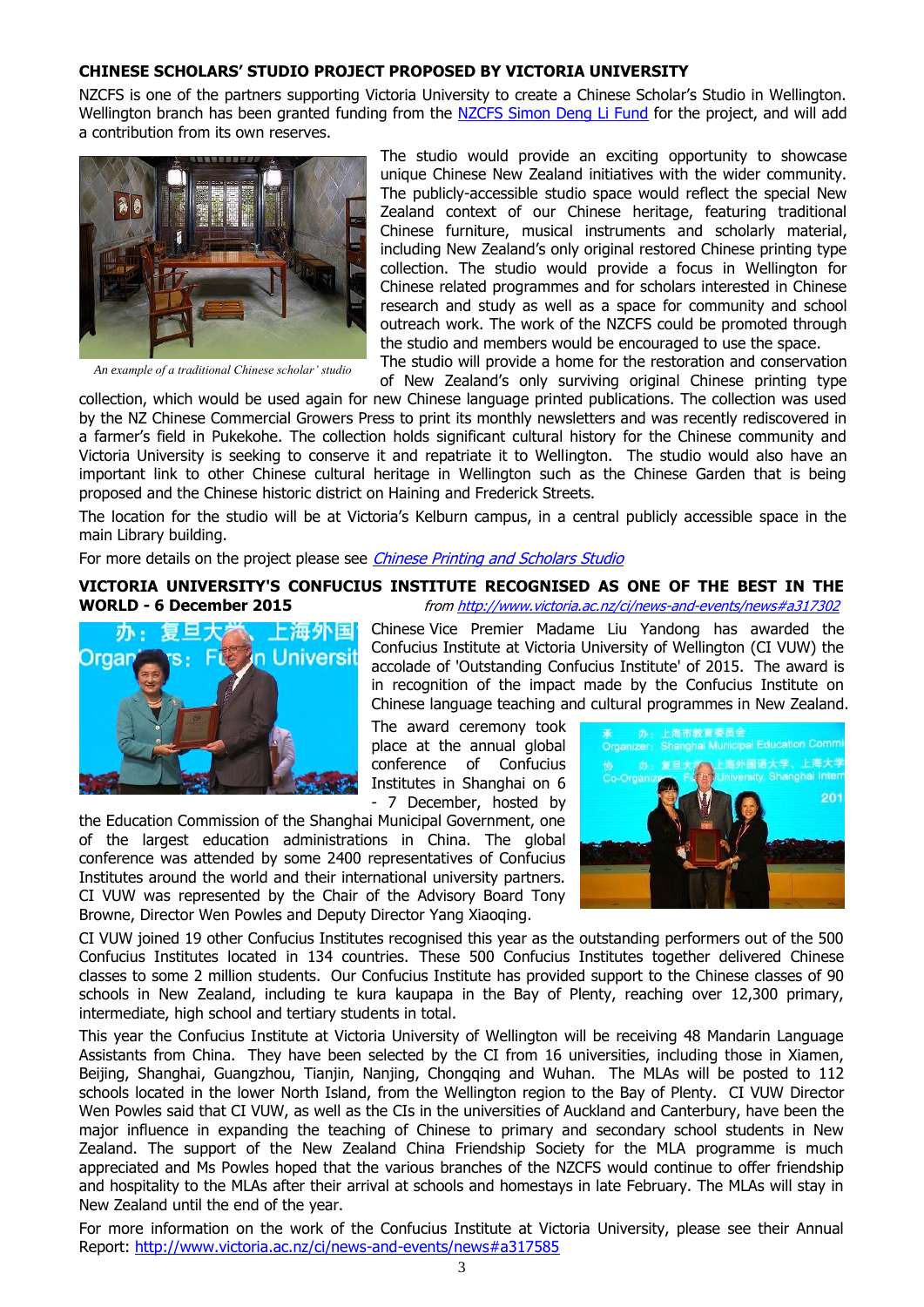## CHINESE SCHOLARS' STUDIO PROJECT PROPOSED BY VICTORIA UNIVERSITY

NZCFS is one of the partners supporting Victoria University to create a Chinese Scholar's Studio in Wellington. Wellington branch has been granted funding from the NZCFS Simon Deng Li Fund for the project, and will add a contribution from its own reserves.

*An example of a traditional Chinese scholar' studio*

The studio would provide an exciting opportunity to showcase unique Chinese New Zealand initiatives with the wider community. The publicly-accessible studio space would reflect the special New Zealand context of our Chinese heritage, featuring traditional Chinese furniture, musical instruments and scholarly material, including New Zealand's only original restored Chinese printing type collection. The studio would provide a focus in Wellington for Chinese related programmes and for scholars interested in Chinese research and study as well as a space for community and school outreach work. The work of the NZCFS could be promoted through the studio and members would be encouraged to use the space.

The studio will provide a home for the restoration and conservation of New Zealand's only surviving original Chinese printing type collection, which would be used again for new Chinese language printed publications. The collection was used by the NZ Chinese Commercial Growers Press to print its monthly newsletters and was recently rediscovered in a farmer's field in Pukekohe. The collection holds significant cultural history for the Chinese community and Victoria University is seeking to conserve it and repatriate it to Wellington. The studio would also have an important link to other Chinese cultural heritage in Wellington such as the Chinese Garden that is being proposed and the Chinese historic district on Haining and Frederick Streets.

The location for the studio will be at Victoria's Kelburn campus, in a central publicly accessible space in the main Library building.

For more details on the project please see *Chinese Printing and Scholars Studio*

## VICTORIA UNIVERSITY'S CONFUCIUS INSTITUTE RECOGNISED AS ONE OF THE BEST IN THE WORLD - 6 December 2015

*from http://www.victoria.ac.nz/ci/news-and-events/news#a317302*

Chinese Vice Premier Madame Liu Yandong has awarded the Confucius Institute at Victoria University of Wellington (CI VUW) the accolade of 'Outstanding Confucius Institute' of 2015. The award is in recognition of the impact made by the Confucius Institute on Chinese language teaching and cultural programmes in New Zealand.

The award ceremony took place at the annual global conference of Confucius Institutes in Shanghai on 6 - 7 December, hosted by the Education Commission of the Shanghai Municipal Government, one of the largest education administrations in China. The global conference was attended by some 2400 representatives of Confucius Institutes around the world and their international university partners. CI VUW was represented by the Chair of the Advisory Board Tony Browne, Director Wen Powles and Deputy Director Yang Xiaoqing.

CI VUW joined 19 other Confucius Institutes recognised this year as the outstanding performers out of the 500 Confucius Institutes located in 134 countries. These 500 Confucius Institutes together delivered Chinese classes to some 2 million students. Our Confucius Institute has provided support to the Chinese classes of 90 schools in New Zealand, including te kura kaupapa in the Bay of Plenty, reaching over 12,300 primary, intermediate, high school and tertiary students in total.

This year the Confucius Institute at Victoria University of Wellington will be receiving 48 Mandarin Language Assistants from China. They have been selected by the CI from 16 universities, including those in Xiamen, Beijing, Shanghai, Guangzhou, Tianjin, Nanjing, Chongqing and Wuhan. The MLAs will be posted to 112 schools located in the lower North Island, from the Wellington region to the Bay of Plenty. CI VUW Director Wen Powles said that CI VUW, as well as the CIs in the universities of Auckland and Canterbury, have been the major influence in expanding the teaching of Chinese to primary and secondary school students in New Zealand. The support of the New Zealand China Friendship Society for the MLA programme is much appreciated and Ms Powles hoped that the various branches of the NZCFS would continue to offer friendship and hospitality to the MLAs after their arrival at schools and homestays in late February. The MLAs will stay in New Zealand until the end of the year.

For more information on the work of the Confucius Institute at Victoria University, please see their Annual Report: http://www.victoria.ac.nz/ci/news-and-events/news#a317585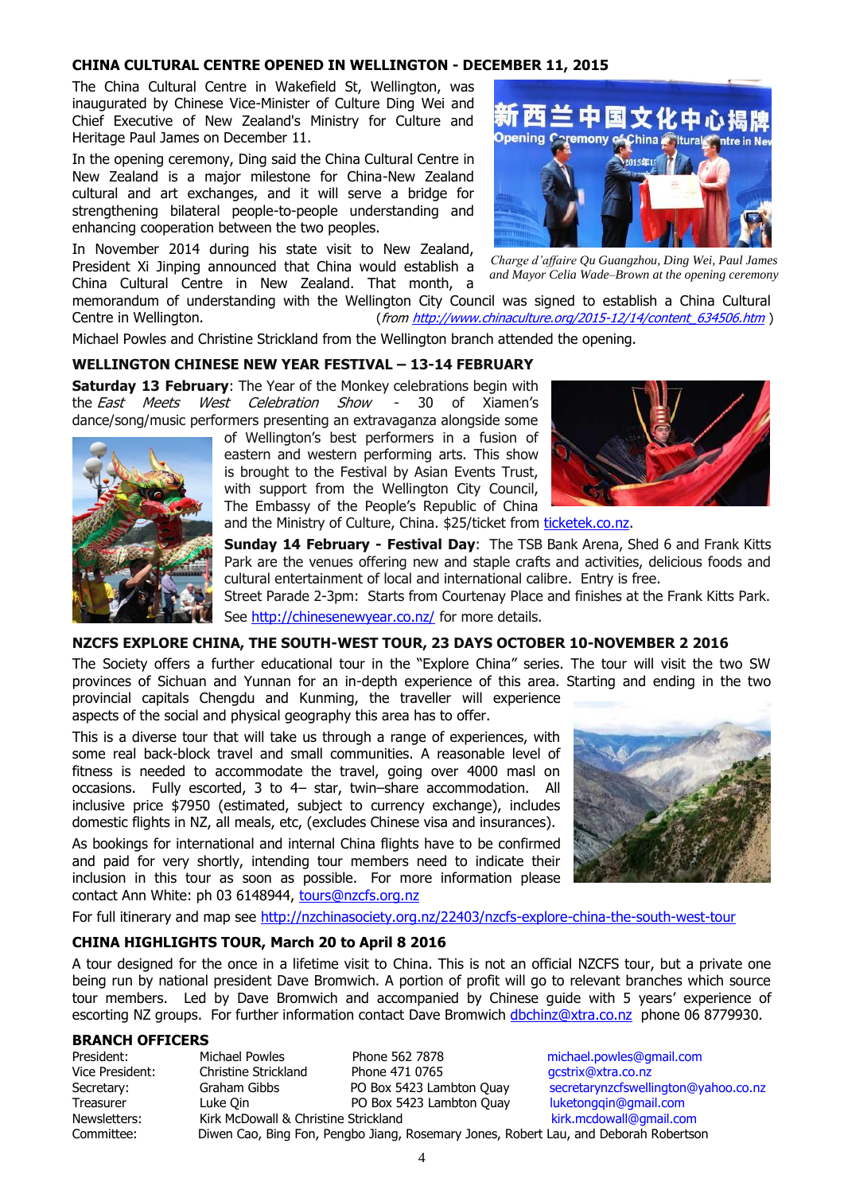## CHINA CULTURAL CENTRE OPENED IN WELLINGTON - DECEMBER 11, 2015

The China Cultural Centre in Wakefield St, Wellington, was inaugurated by Chinese Vice-Minister of Culture Ding Wei and Chief Executive of New Zealand's Ministry for Culture and Heritage Paul James on December 11.

In the opening ceremony, Ding said the China Cultural Centre in New Zealand is a major milestone for China-New Zealand cultural and art exchanges, and it will serve a bridge for strengthening bilateral people-to-people understanding and enhancing cooperation between the two peoples.

*Charge d'affaire Qu Guangzhou, Ding Wei, Paul James and Mayor Celia Wade–Brown at the opening ceremony*

In November 2014 during his state visit to New Zealand, President Xi Jinping announced that China would establish a China Cultural Centre in New Zealand. That month, a memorandum of understanding with the Wellington City Council was signed to establish a China Cultural Centre in Wellington. (*from* http://www.chinaculture.org/2015-12/14/content_634506.htm )

Michael Powles and Christine Strickland from the Wellington branch attended the opening.

## WELLINGTON CHINESE NEW YEAR FESTIVAL – 13-14 FEBRUARY

**Saturday 13 February**: The Year of the Monkey celebrations begin with the *East Meets West Celebration Show* - 30 of Xiamen's dance/song/music performers presenting an extravaganza alongside some of Wellington's best performers in a fusion of eastern and western performing arts. This show is brought to the Festival by Asian Events Trust, with support from the Wellington City Council, The Embassy of the People's Republic of China and the Ministry of Culture, China. $25/ticket from ticketek.co.nz.

**Sunday 14 February - Festival Day**: The TSB Bank Arena, Shed 6 and Frank Kitts Park are the venues offering new and staple crafts and activities, delicious foods and cultural entertainment of local and international calibre. Entry is free.

Street Parade 2-3pm: Starts from Courtenay Place and finishes at the Frank Kitts Park.

See http://chinesenewyear.co.nz/ for more details.

## NZCFS EXPLORE CHINA, THE SOUTH-WEST TOUR, 23 DAYS OCTOBER 10-NOVEMBER 2 2016

The Society offers a further educational tour in the "Explore China" series. The tour will visit the two SW provinces of Sichuan and Yunnan for an in-depth experience of this area. Starting and ending in the two provincial capitals Chengdu and Kunming, the traveller will experience aspects of the social and physical geography this area has to offer.

This is a diverse tour that will take us through a range of experiences, with some real back-block travel and small communities. A reasonable level of fitness is needed to accommodate the travel, going over 4000 masl on occasions. Fully escorted, 3 to 4– star, twin–share accommodation. All inclusive price $7950 (estimated, subject to currency exchange), includes domestic flights in NZ, all meals, etc, (excludes Chinese visa and insurances).

As bookings for international and internal China flights have to be confirmed and paid for very shortly, intending tour members need to indicate their inclusion in this tour as soon as possible. For more information please contact Ann White: ph 03 6148944, tours@nzcfs.org.nz

For full itinerary and map see http://nzchinasociety.org.nz/22403/nzcfs-explore-china-the-south-west-tour

## CHINA HIGHLIGHTS TOUR, March 20 to April 8 2016

A tour designed for the once in a lifetime visit to China. This is not an official NZCFS tour, but a private one being run by national president Dave Bromwich. A portion of profit will go to relevant branches which source tour members. Led by Dave Bromwich and accompanied by Chinese guide with 5 years' experience of escorting NZ groups. For further information contact Dave Bromwich dbchinz@xtra.co.nz phone 06 8779930.

## BRANCH OFFICERS

| | | | |
|---|---|---|---|
| President: | Michael Powles | Phone 562 7878 | michael.powles@gmail.com |
| Vice President: | Christine Strickland | Phone 471 0765 | gcstrix@xtra.co.nz |
| Secretary: | Graham Gibbs | PO Box 5423 Lambton Quay | secretarynzcfswellington@yahoo.co.nz |
| Treasurer | Luke Qin | PO Box 5423 Lambton Quay | luketongqin@gmail.com |
| Newsletters: | Kirk McDowall & Christine Strickland | | kirk.mcdowall@gmail.com |
| Committee: | Diwen Cao, Bing Fon, Pengbo Jiang, Rosemary Jones, Robert Lau, and Deborah Robertson | | |